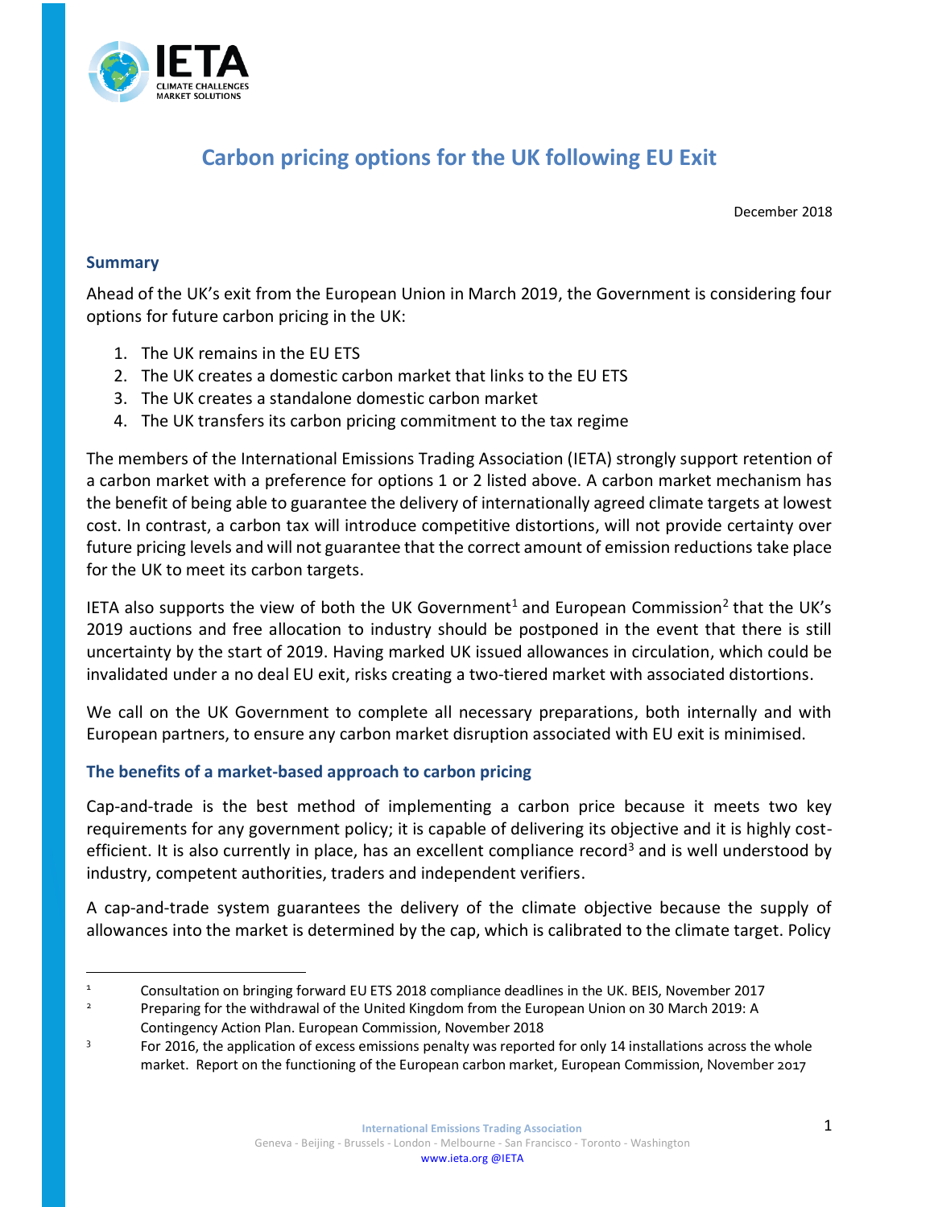# Carbon pricing options for the UK following EU Exit

December 2018

## Summary

Ahead of the UK's exit from the European Union in March 2019, the Government is considering four options for future carbon pricing in the UK:

1. The UK remains in the EU ETS
2. The UK creates a domestic carbon market that links to the EU ETS
3. The UK creates a standalone domestic carbon market
4. The UK transfers its carbon pricing commitment to the tax regime

The members of the International Emissions Trading Association (IETA) strongly support retention of a carbon market with a preference for options 1 or 2 listed above. A carbon market mechanism has the benefit of being able to guarantee the delivery of internationally agreed climate targets at lowest cost. In contrast, a carbon tax will introduce competitive distortions, will not provide certainty over future pricing levels and will not guarantee that the correct amount of emission reductions take place for the UK to meet its carbon targets.

IETA also supports the view of both the UK Government[1] and European Commission[2] that the UK's 2019 auctions and free allocation to industry should be postponed in the event that there is still uncertainty by the start of 2019. Having marked UK issued allowances in circulation, which could be invalidated under a no deal EU exit, risks creating a two-tiered market with associated distortions.

We call on the UK Government to complete all necessary preparations, both internally and with European partners, to ensure any carbon market disruption associated with EU exit is minimised.

## The benefits of a market-based approach to carbon pricing

Cap-and-trade is the best method of implementing a carbon price because it meets two key requirements for any government policy; it is capable of delivering its objective and it is highly cost-efficient. It is also currently in place, has an excellent compliance record[3] and is well understood by industry, competent authorities, traders and independent verifiers.

A cap-and-trade system guarantees the delivery of the climate objective because the supply of allowances into the market is determined by the cap, which is calibrated to the climate target. Policy

---

1 Consultation on bringing forward EU ETS 2018 compliance deadlines in the UK. BEIS, November 2017

2 Preparing for the withdrawal of the United Kingdom from the European Union on 30 March 2019: A Contingency Action Plan. European Commission, November 2018

3 For 2016, the application of excess emissions penalty was reported for only 14 installations across the whole market. Report on the functioning of the European carbon market, European Commission, November 2017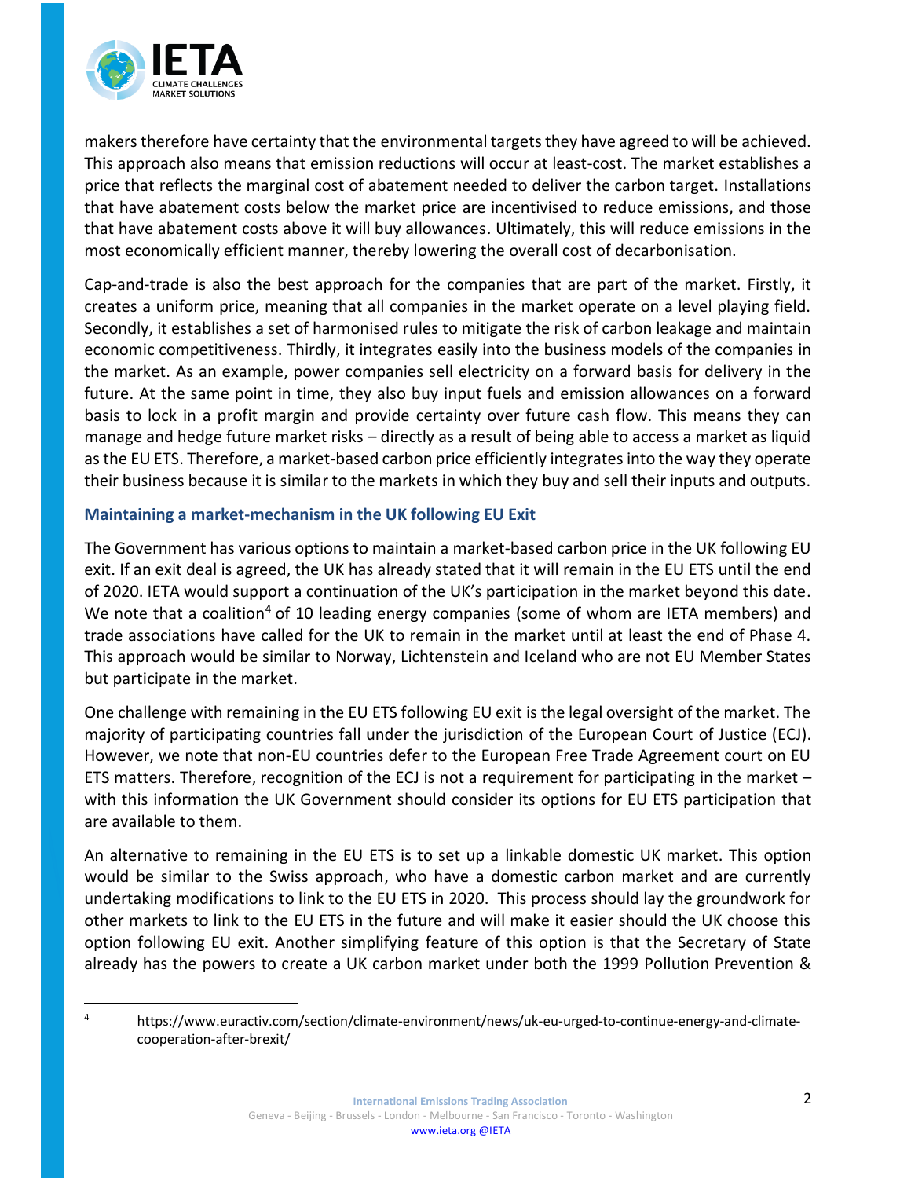makers therefore have certainty that the environmental targets they have agreed to will be achieved. This approach also means that emission reductions will occur at least-cost. The market establishes a price that reflects the marginal cost of abatement needed to deliver the carbon target. Installations that have abatement costs below the market price are incentivised to reduce emissions, and those that have abatement costs above it will buy allowances. Ultimately, this will reduce emissions in the most economically efficient manner, thereby lowering the overall cost of decarbonisation.

Cap-and-trade is also the best approach for the companies that are part of the market. Firstly, it creates a uniform price, meaning that all companies in the market operate on a level playing field. Secondly, it establishes a set of harmonised rules to mitigate the risk of carbon leakage and maintain economic competitiveness. Thirdly, it integrates easily into the business models of the companies in the market. As an example, power companies sell electricity on a forward basis for delivery in the future. At the same point in time, they also buy input fuels and emission allowances on a forward basis to lock in a profit margin and provide certainty over future cash flow. This means they can manage and hedge future market risks – directly as a result of being able to access a market as liquid as the EU ETS. Therefore, a market-based carbon price efficiently integrates into the way they operate their business because it is similar to the markets in which they buy and sell their inputs and outputs.

### Maintaining a market-mechanism in the UK following EU Exit

The Government has various options to maintain a market-based carbon price in the UK following EU exit. If an exit deal is agreed, the UK has already stated that it will remain in the EU ETS until the end of 2020. IETA would support a continuation of the UK's participation in the market beyond this date. We note that a coalition[4] of 10 leading energy companies (some of whom are IETA members) and trade associations have called for the UK to remain in the market until at least the end of Phase 4. This approach would be similar to Norway, Lichtenstein and Iceland who are not EU Member States but participate in the market.

One challenge with remaining in the EU ETS following EU exit is the legal oversight of the market. The majority of participating countries fall under the jurisdiction of the European Court of Justice (ECJ). However, we note that non-EU countries defer to the European Free Trade Agreement court on EU ETS matters. Therefore, recognition of the ECJ is not a requirement for participating in the market – with this information the UK Government should consider its options for EU ETS participation that are available to them.

An alternative to remaining in the EU ETS is to set up a linkable domestic UK market. This option would be similar to the Swiss approach, who have a domestic carbon market and are currently undertaking modifications to link to the EU ETS in 2020. This process should lay the groundwork for other markets to link to the EU ETS in the future and will make it easier should the UK choose this option following EU exit. Another simplifying feature of this option is that the Secretary of State already has the powers to create a UK carbon market under both the 1999 Pollution Prevention &

---

[4] https://www.euractiv.com/section/climate-environment/news/uk-eu-urged-to-continue-energy-and-climate-cooperation-after-brexit/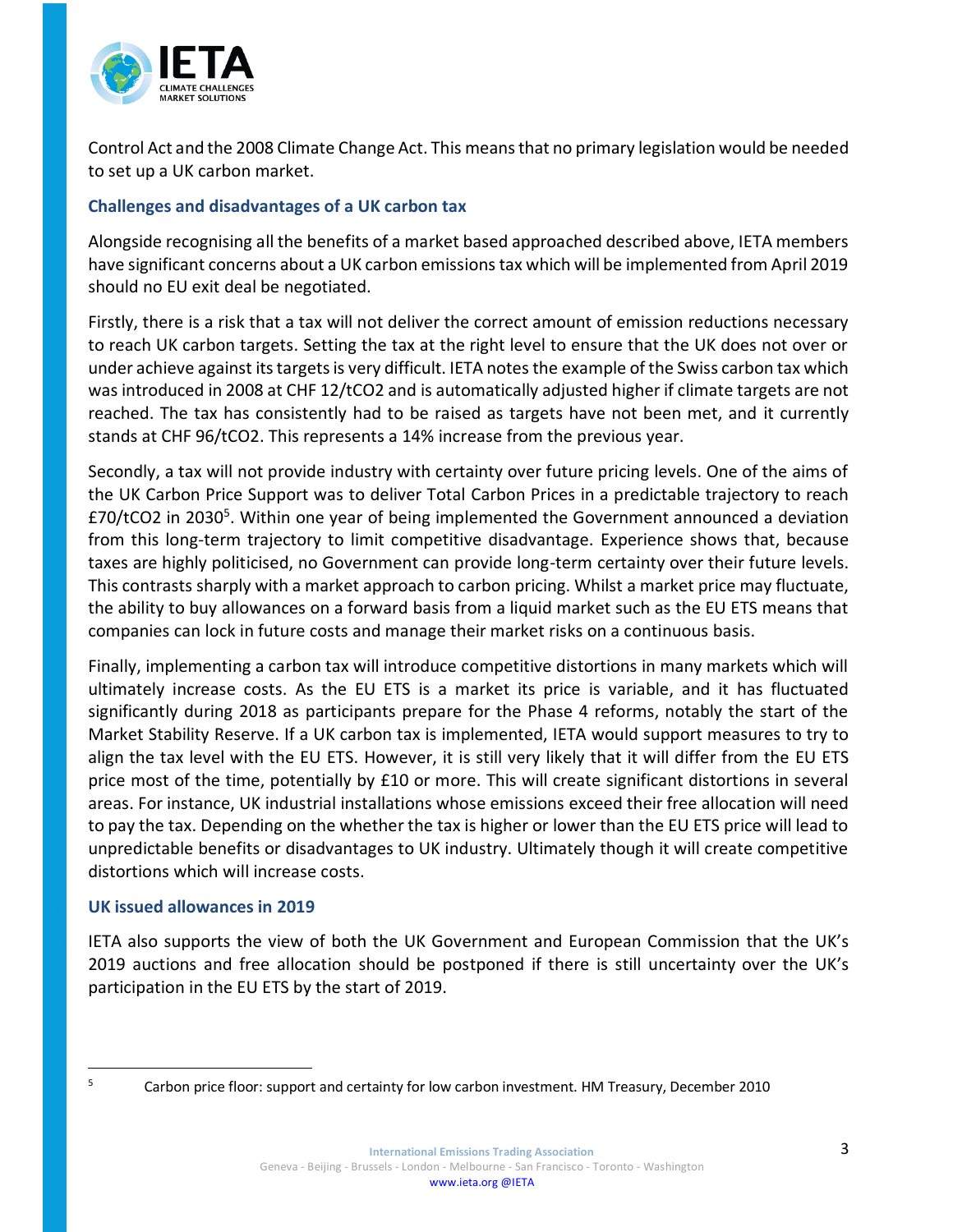Control Act and the 2008 Climate Change Act. This means that no primary legislation would be needed to set up a UK carbon market.

### Challenges and disadvantages of a UK carbon tax

Alongside recognising all the benefits of a market based approached described above, IETA members have significant concerns about a UK carbon emissions tax which will be implemented from April 2019 should no EU exit deal be negotiated.

Firstly, there is a risk that a tax will not deliver the correct amount of emission reductions necessary to reach UK carbon targets. Setting the tax at the right level to ensure that the UK does not over or under achieve against its targets is very difficult. IETA notes the example of the Swiss carbon tax which was introduced in 2008 at CHF 12/tCO2 and is automatically adjusted higher if climate targets are not reached. The tax has consistently had to be raised as targets have not been met, and it currently stands at CHF 96/tCO2. This represents a 14% increase from the previous year.

Secondly, a tax will not provide industry with certainty over future pricing levels. One of the aims of the UK Carbon Price Support was to deliver Total Carbon Prices in a predictable trajectory to reach £70/tCO2 in 2030[5]. Within one year of being implemented the Government announced a deviation from this long-term trajectory to limit competitive disadvantage. Experience shows that, because taxes are highly politicised, no Government can provide long-term certainty over their future levels. This contrasts sharply with a market approach to carbon pricing. Whilst a market price may fluctuate, the ability to buy allowances on a forward basis from a liquid market such as the EU ETS means that companies can lock in future costs and manage their market risks on a continuous basis.

Finally, implementing a carbon tax will introduce competitive distortions in many markets which will ultimately increase costs. As the EU ETS is a market its price is variable, and it has fluctuated significantly during 2018 as participants prepare for the Phase 4 reforms, notably the start of the Market Stability Reserve. If a UK carbon tax is implemented, IETA would support measures to try to align the tax level with the EU ETS. However, it is still very likely that it will differ from the EU ETS price most of the time, potentially by £10 or more. This will create significant distortions in several areas. For instance, UK industrial installations whose emissions exceed their free allocation will need to pay the tax. Depending on the whether the tax is higher or lower than the EU ETS price will lead to unpredictable benefits or disadvantages to UK industry. Ultimately though it will create competitive distortions which will increase costs.

### UK issued allowances in 2019

IETA also supports the view of both the UK Government and European Commission that the UK's 2019 auctions and free allocation should be postponed if there is still uncertainty over the UK's participation in the EU ETS by the start of 2019.

---

[5] Carbon price floor: support and certainty for low carbon investment. HM Treasury, December 2010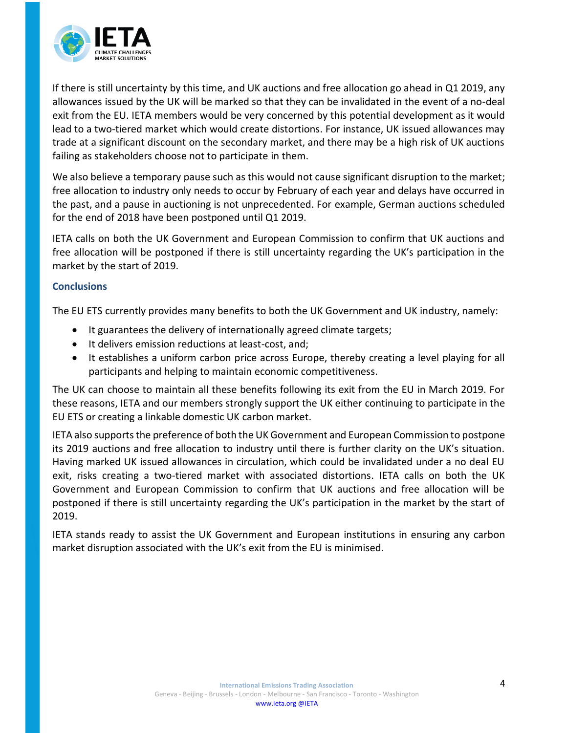If there is still uncertainty by this time, and UK auctions and free allocation go ahead in Q1 2019, any allowances issued by the UK will be marked so that they can be invalidated in the event of a no-deal exit from the EU. IETA members would be very concerned by this potential development as it would lead to a two-tiered market which would create distortions. For instance, UK issued allowances may trade at a significant discount on the secondary market, and there may be a high risk of UK auctions failing as stakeholders choose not to participate in them.

We also believe a temporary pause such as this would not cause significant disruption to the market; free allocation to industry only needs to occur by February of each year and delays have occurred in the past, and a pause in auctioning is not unprecedented. For example, German auctions scheduled for the end of 2018 have been postponed until Q1 2019.

IETA calls on both the UK Government and European Commission to confirm that UK auctions and free allocation will be postponed if there is still uncertainty regarding the UK's participation in the market by the start of 2019.

### Conclusions

The EU ETS currently provides many benefits to both the UK Government and UK industry, namely:

- It guarantees the delivery of internationally agreed climate targets;
- It delivers emission reductions at least-cost, and;
- It establishes a uniform carbon price across Europe, thereby creating a level playing for all participants and helping to maintain economic competitiveness.

The UK can choose to maintain all these benefits following its exit from the EU in March 2019. For these reasons, IETA and our members strongly support the UK either continuing to participate in the EU ETS or creating a linkable domestic UK carbon market.

IETA also supports the preference of both the UK Government and European Commission to postpone its 2019 auctions and free allocation to industry until there is further clarity on the UK's situation. Having marked UK issued allowances in circulation, which could be invalidated under a no deal EU exit, risks creating a two-tiered market with associated distortions. IETA calls on both the UK Government and European Commission to confirm that UK auctions and free allocation will be postponed if there is still uncertainty regarding the UK's participation in the market by the start of 2019.

IETA stands ready to assist the UK Government and European institutions in ensuring any carbon market disruption associated with the UK's exit from the EU is minimised.